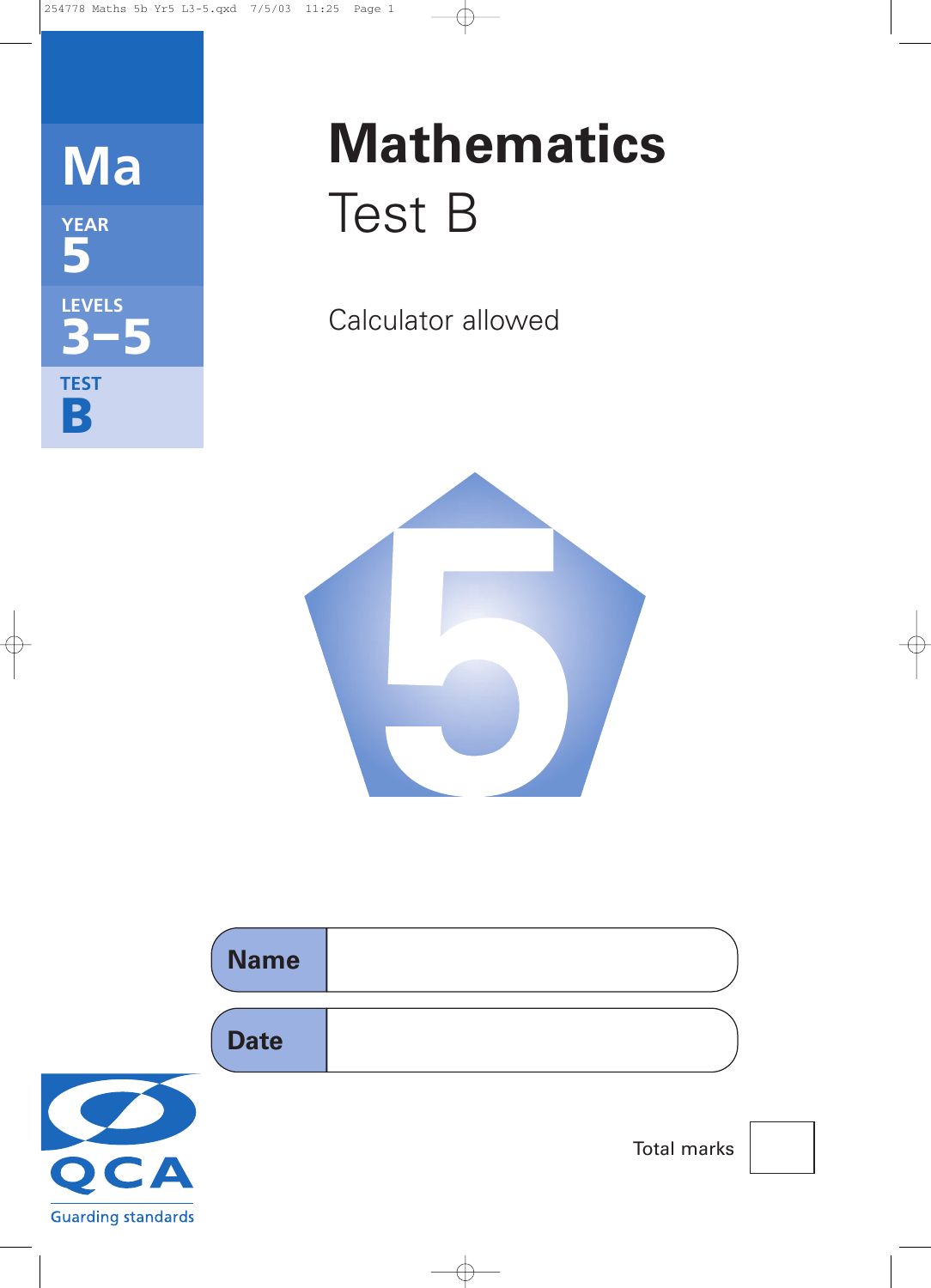Ma

YEAR 5

LEVELS 3–5

TEST B

# Mathematics

## Test B

Calculator allowed

| Name | |
| --- | --- |
| Date | |

Total marks

QCA

Guarding standards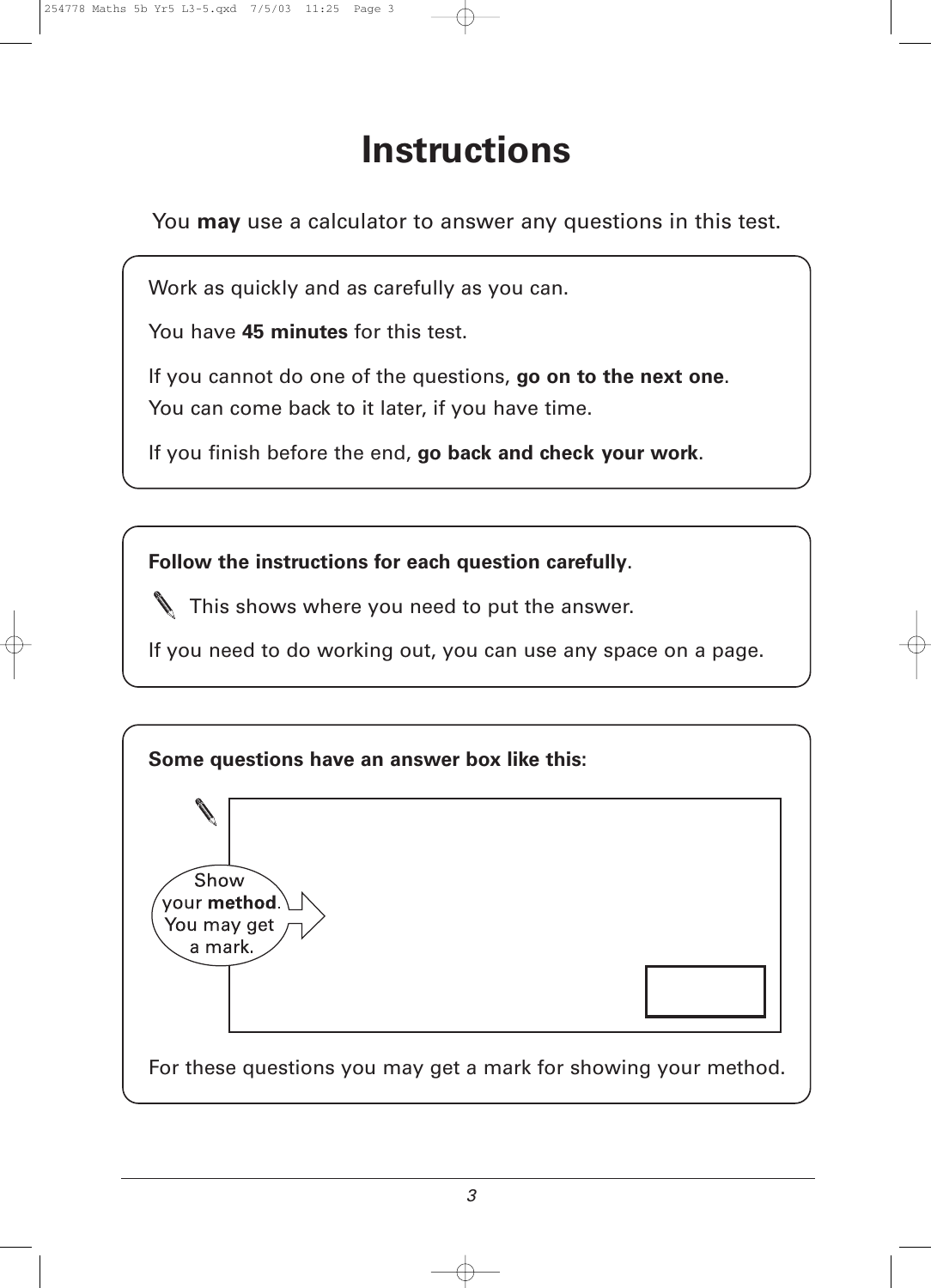# Instructions

You **may** use a calculator to answer any questions in this test.

Work as quickly and as carefully as you can.

You have **45 minutes** for this test.

If you cannot do one of the questions, **go on to the next one**.
You can come back to it later, if you have time.

If you finish before the end, **go back and check your work**.

**Follow the instructions for each question carefully**.

This shows where you need to put the answer.

If you need to do working out, you can use any space on a page.

**Some questions have an answer box like this:**

Show your **method**. You may get a mark.

For these questions you may get a mark for showing your method.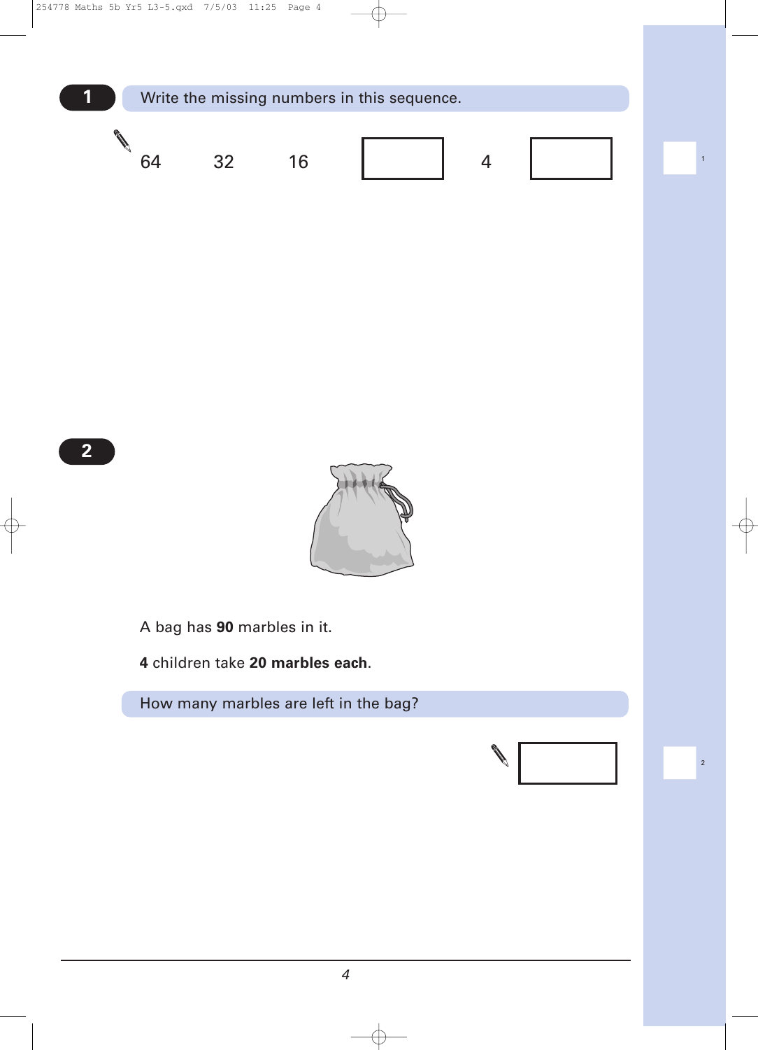**1** Write the missing numbers in this sequence.

64 &nbsp;&nbsp;&nbsp; 32 &nbsp;&nbsp;&nbsp; 16 &nbsp;&nbsp;&nbsp; [ &nbsp;&nbsp;&nbsp; ] &nbsp;&nbsp;&nbsp; 4 &nbsp;&nbsp;&nbsp; [ &nbsp;&nbsp;&nbsp; ]

1

**2**

A bag has **90** marbles in it.

**4** children take **20 marbles each**.

How many marbles are left in the bag?

[ &nbsp;&nbsp;&nbsp; ]

2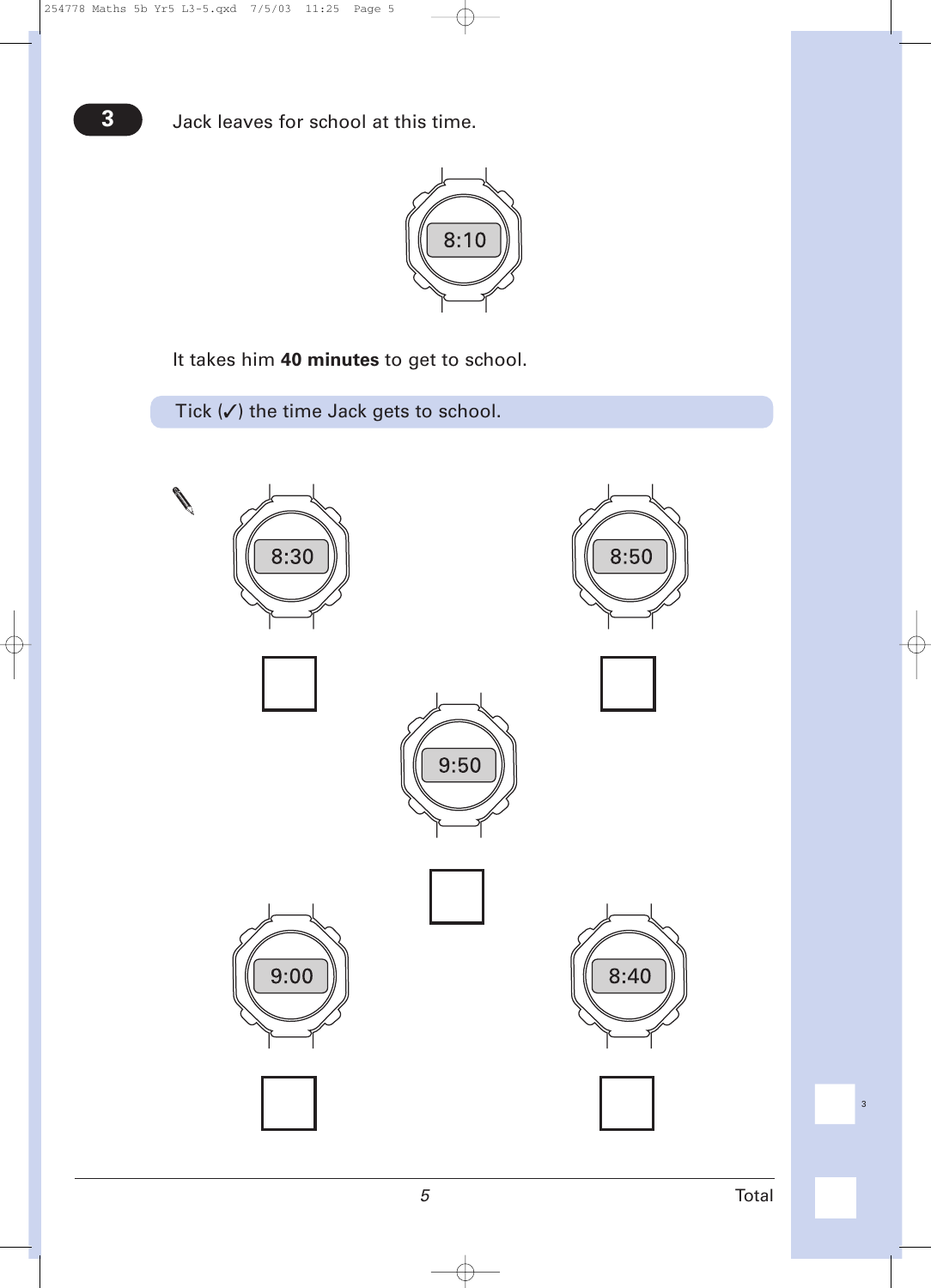## 3

Jack leaves for school at this time.

8:10

It takes him **40 minutes** to get to school.

Tick (✓) the time Jack gets to school.

8:30 ☐

8:50 ☐

9:50 ☐

9:00 ☐

8:40 ☐

Total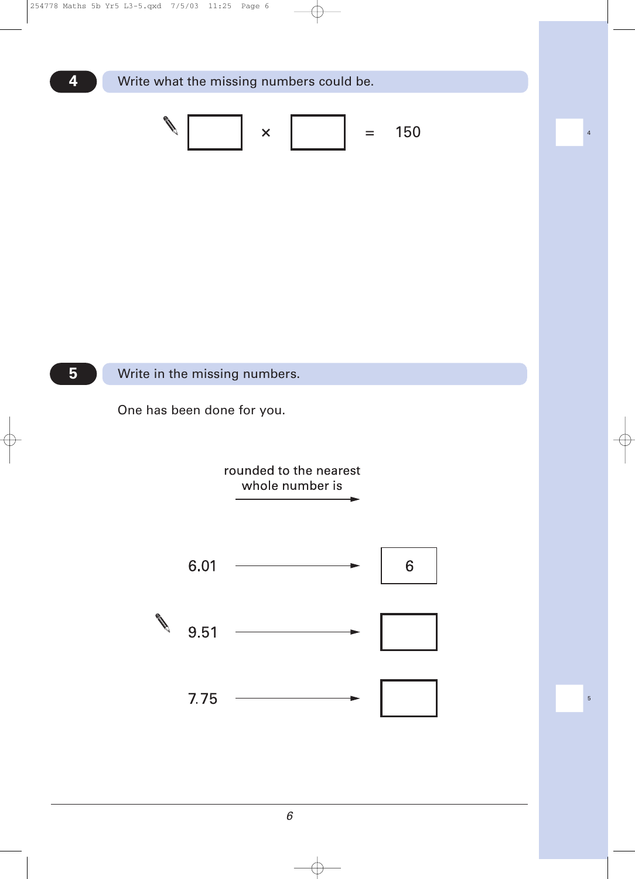**4** Write what the missing numbers could be.

$$\square \times \square = 150$$

**5** Write in the missing numbers.

One has been done for you.

| | rounded to the nearest whole number is | |
|---|---|---|
| 6.01 | → | 6 |
| 9.51 | → | |
| 7.75 | → | |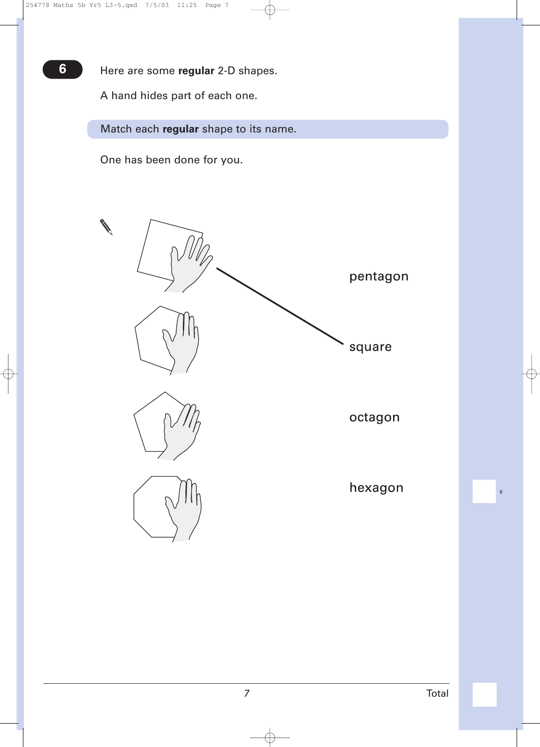**6**

Here are some **regular** 2-D shapes.

A hand hides part of each one.

Match each **regular** shape to its name.

One has been done for you.

pentagon

square

octagon

hexagon

Total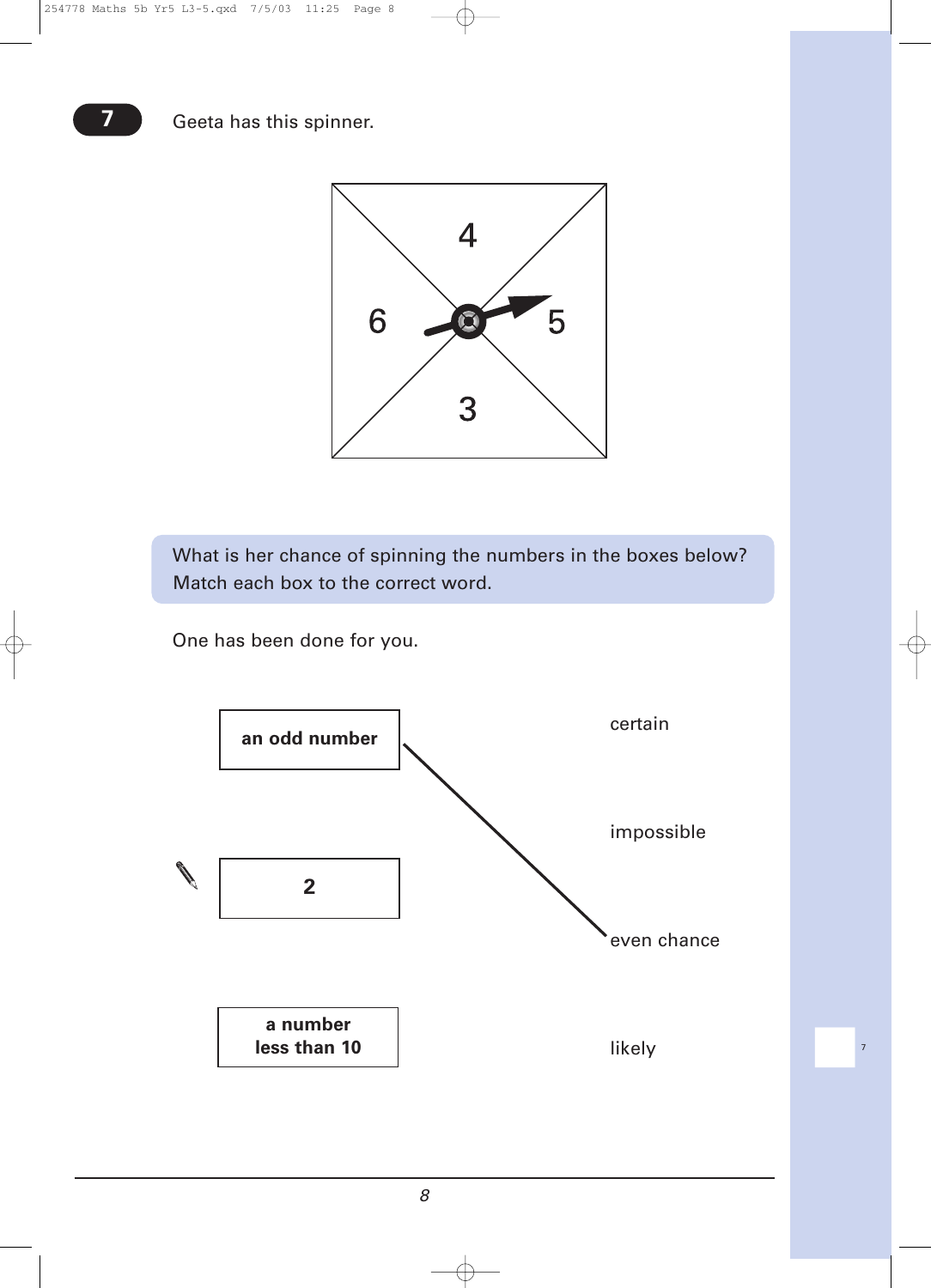**7** Geeta has this spinner.

4

6 5

3

What is her chance of spinning the numbers in the boxes below?
Match each box to the correct word.

One has been done for you.

| | |
|---|---|
| **an odd number** | certain |
| | impossible |
| **2** | even chance |
| **a number less than 10** | likely |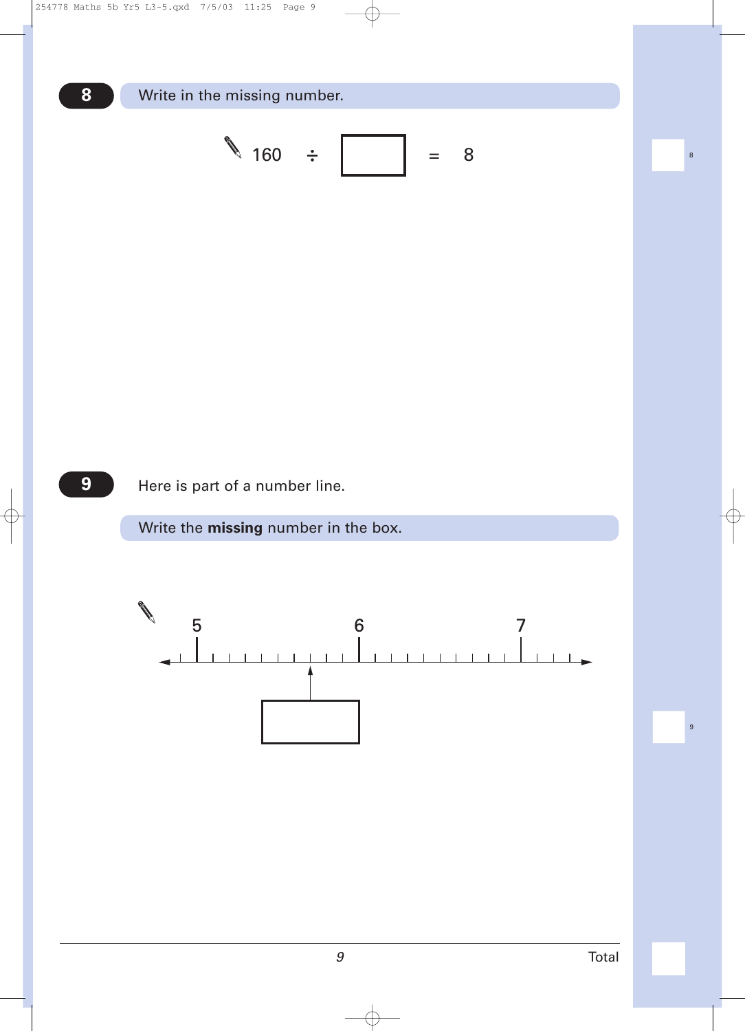## 8

Write in the missing number.

$$160 \div \square = 8$$

## 9

Here is part of a number line.

Write the **missing** number in the box.

5 6 7

Total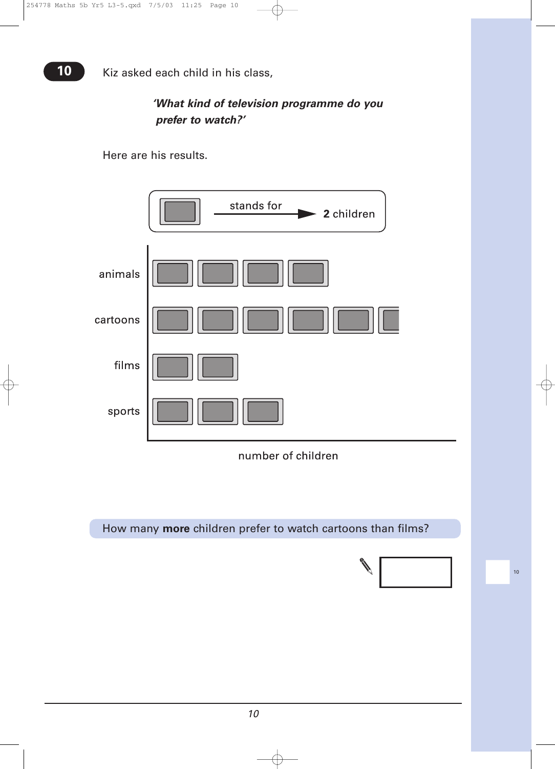**10** Kiz asked each child in his class,

***'What kind of television programme do you prefer to watch?'***

Here are his results.

| Key | |
|---|---|
| ▭ stands for | **2** children |

| | number of children |
|---|---|
| animals | ▭ ▭ ▭ ▭ |
| cartoons | ▭ ▭ ▭ ▭ ▭ ◧ |
| films | ▭ ▭ |
| sports | ▭ ▭ ▭ |

How many **more** children prefer to watch cartoons than films?

✎ [ ]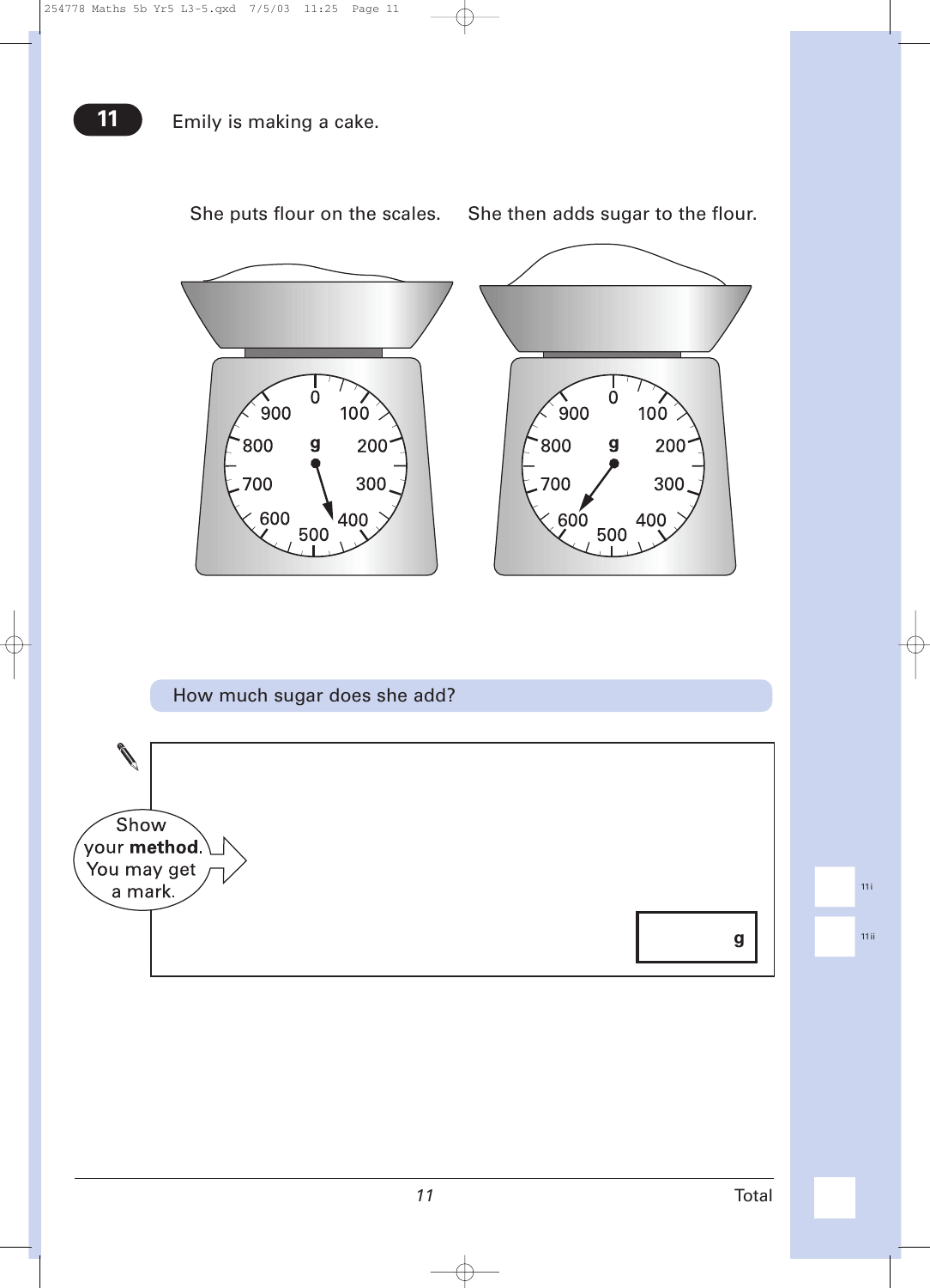**11** Emily is making a cake.

She puts flour on the scales. She then adds sugar to the flour.

How much sugar does she add?

Show your **method**. You may get a mark.

g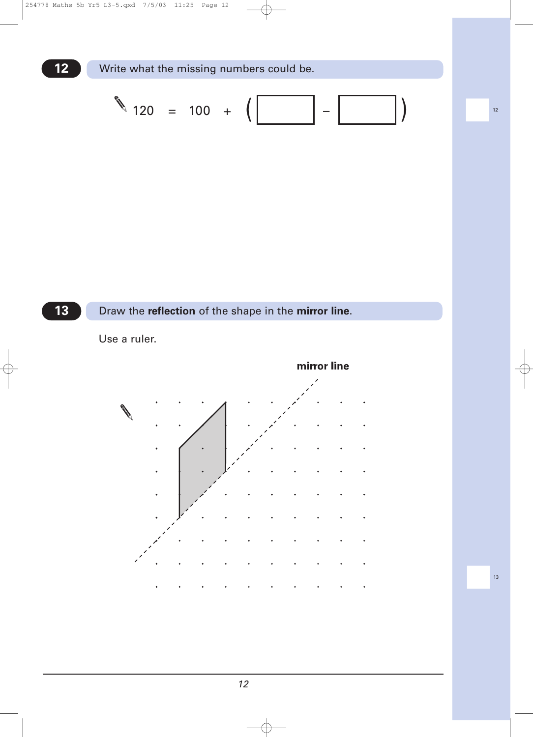## 12

Write what the missing numbers could be.

$$120 = 100 + (\square - \square)$$

## 13

Draw the **reflection** of the shape in the **mirror line**.

Use a ruler.

**mirror line**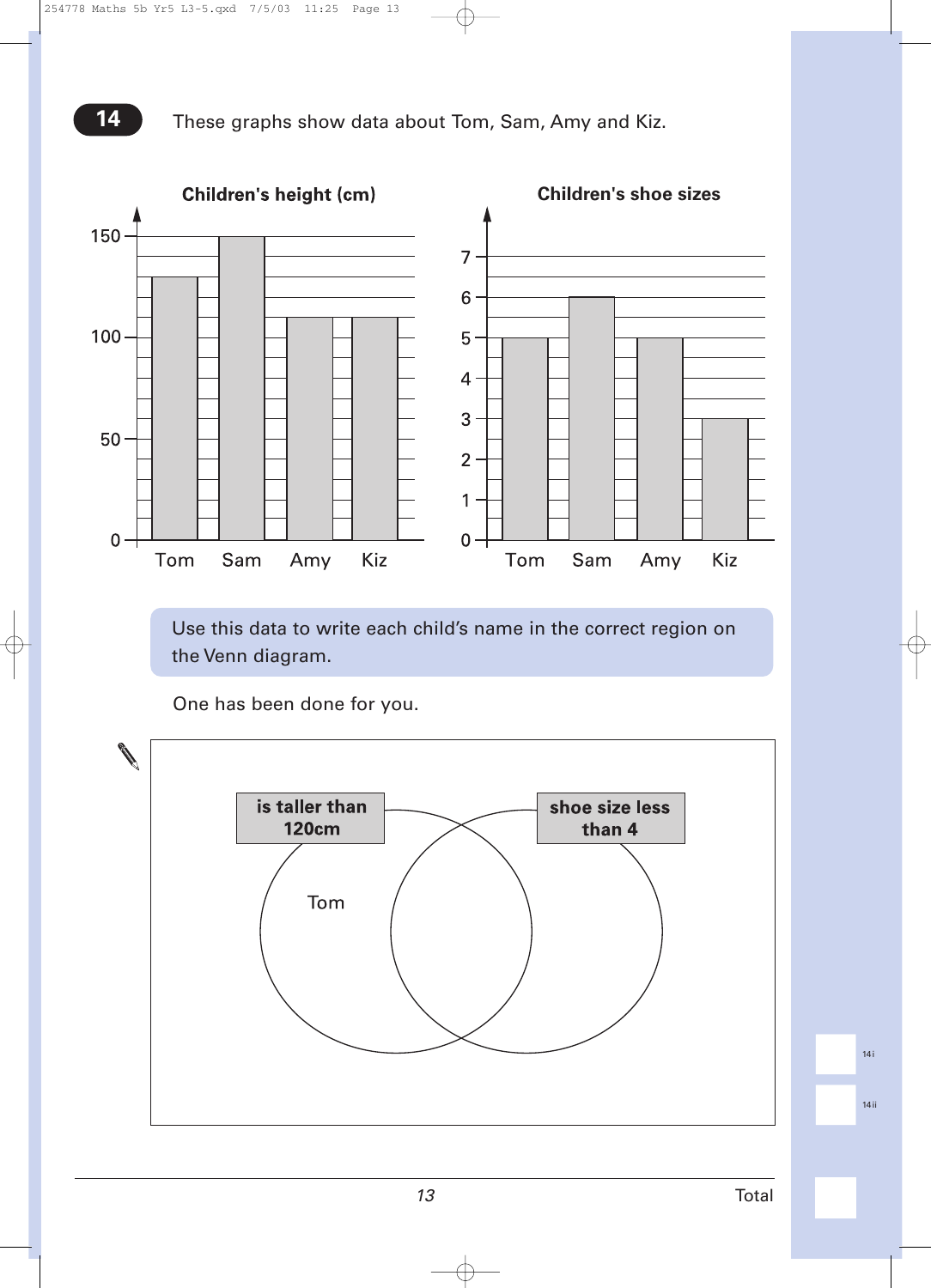**14** These graphs show data about Tom, Sam, Amy and Kiz.

**Children's height (cm)**

| | Tom | Sam | Amy | Kiz |
|---|---|---|---|---|
| Height (cm) | 130 | 150 | 110 | 110 |

**Children's shoe sizes**

| | Tom | Sam | Amy | Kiz |
|---|---|---|---|---|
| Shoe size | 5 | 6 | 5 | 3 |

Use this data to write each child's name in the correct region on the Venn diagram.

One has been done for you.

Venn diagram: two overlapping circles labelled **is taller than 120cm** and **shoe size less than 4**. "Tom" is written in the "is taller than 120cm" circle only.

14i

14ii

Total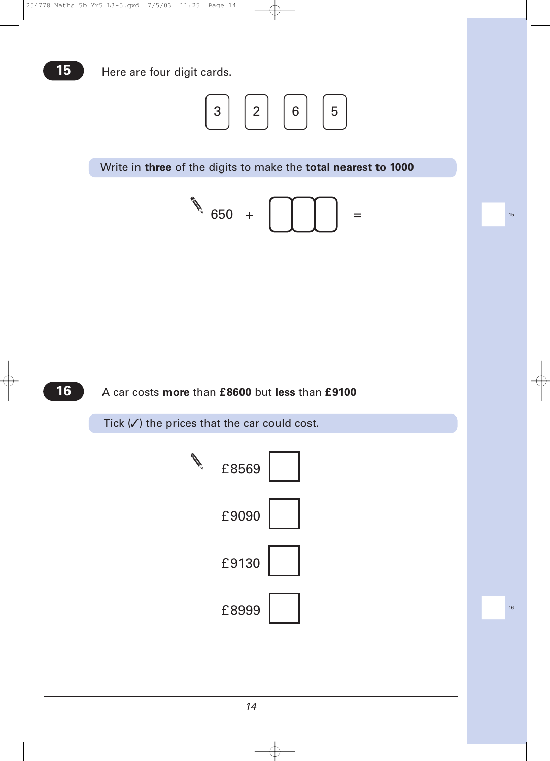**15**

Here are four digit cards.

3 &nbsp; 2 &nbsp; 6 &nbsp; 5

Write in **three** of the digits to make the **total nearest to 1000**

650 + ☐☐☐ =

**16**

A car costs **more** than **£8600** but **less** than **£9100**

Tick (✓) the prices that the car could cost.

£8569 ☐

£9090 ☐

£9130 ☐

£8999 ☐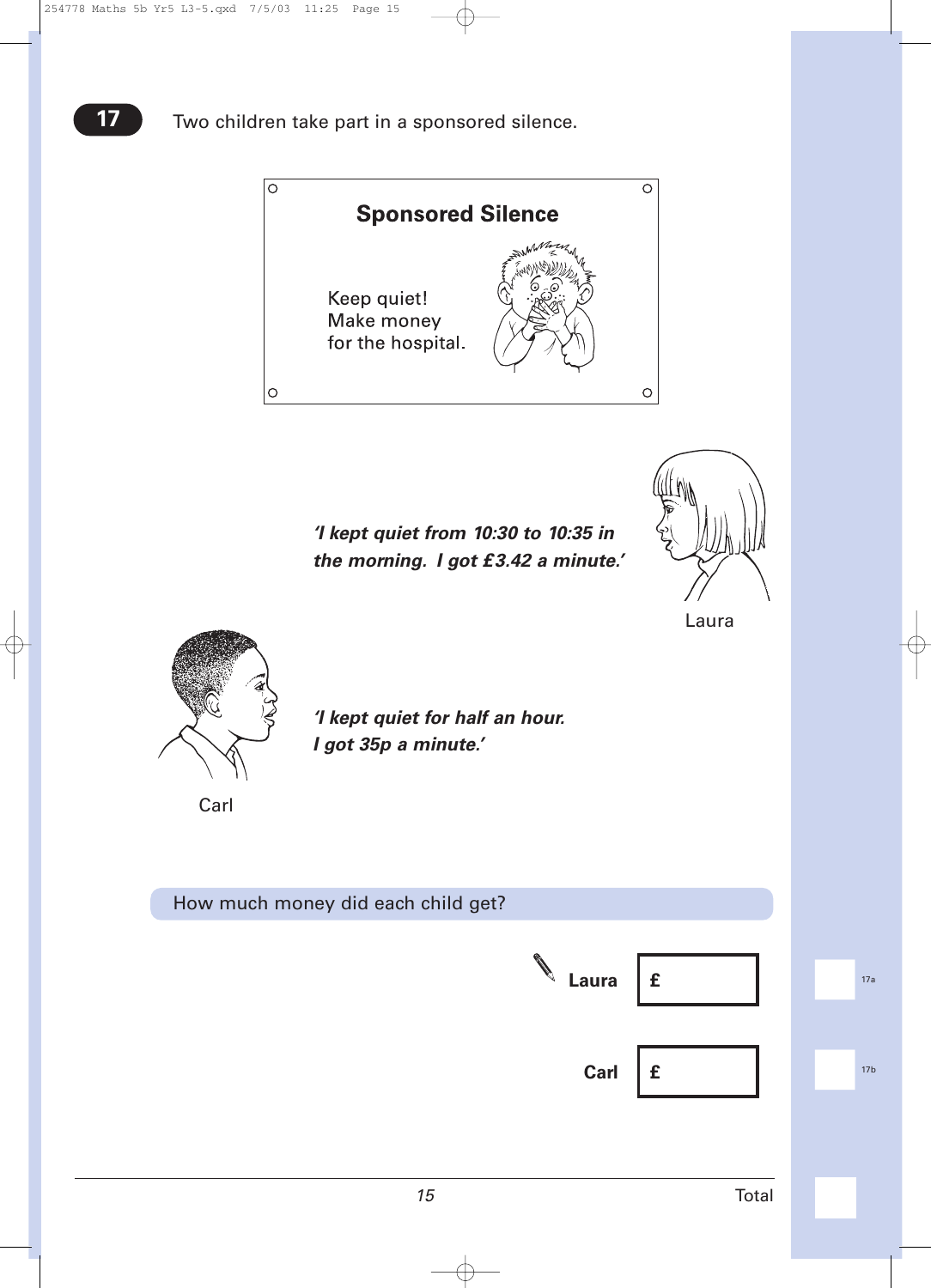**17** Two children take part in a sponsored silence.

**Sponsored Silence**

Keep quiet!
Make money
for the hospital.

***'I kept quiet from 10:30 to 10:35 in the morning. I got £3.42 a minute.'***

Laura

***'I kept quiet for half an hour. I got 35p a minute.'***

Carl

How much money did each child get?

**Laura** £ ______

**Carl** £ ______

17a

17b

Total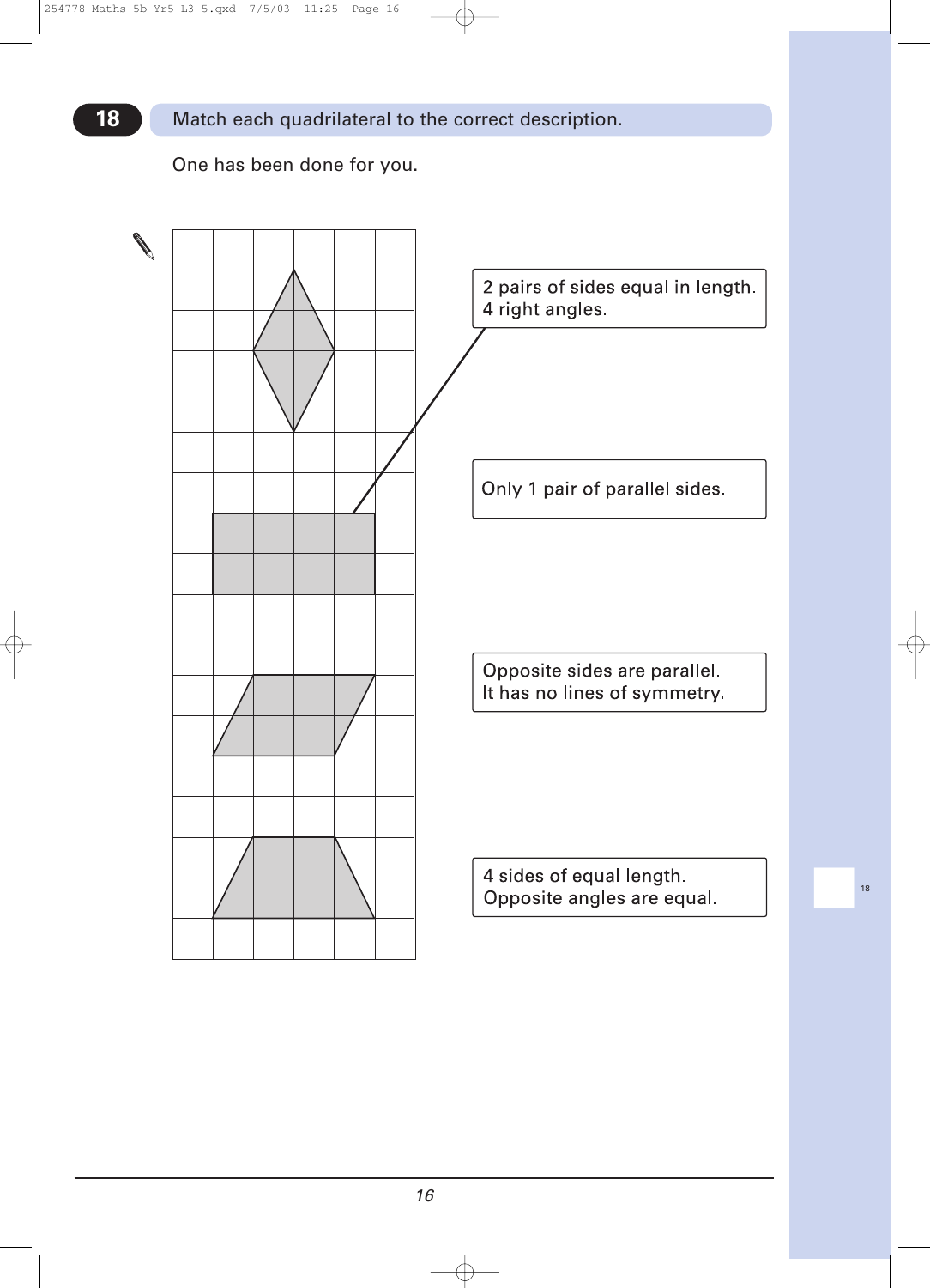## 18 Match each quadrilateral to the correct description.

One has been done for you.

2 pairs of sides equal in length.
4 right angles.

Only 1 pair of parallel sides.

Opposite sides are parallel.
It has no lines of symmetry.

4 sides of equal length.
Opposite angles are equal.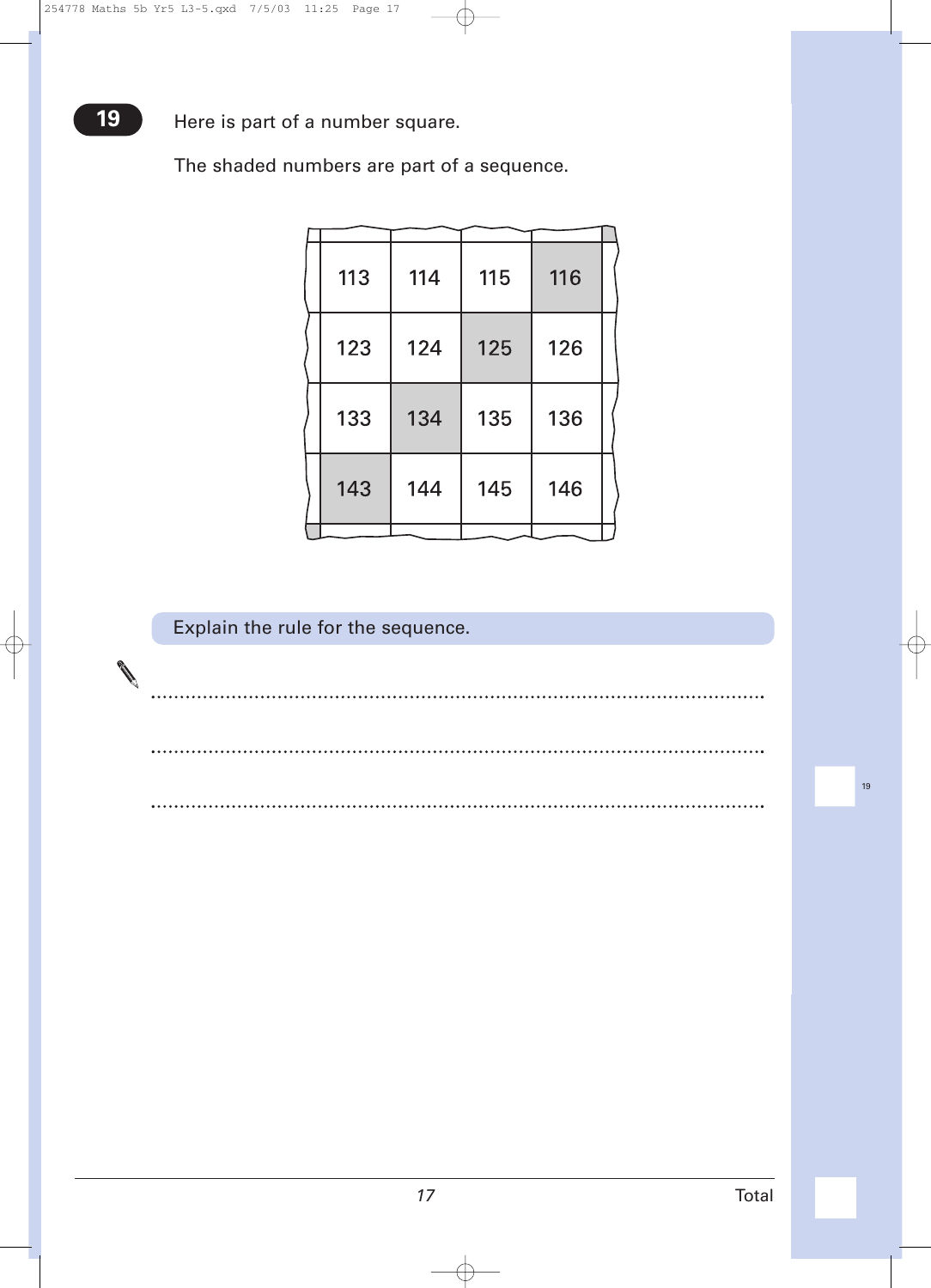**19** Here is part of a number square.

The shaded numbers are part of a sequence.

| | | | |
|---|---|---|---|
| 113 | 114 | 115 | **116** |
| 123 | 124 | **125** | 126 |
| 133 | **134** | 135 | 136 |
| **143** | 144 | 145 | 146 |

Explain the rule for the sequence.

.................................................................................................................

.................................................................................................................

.................................................................................................................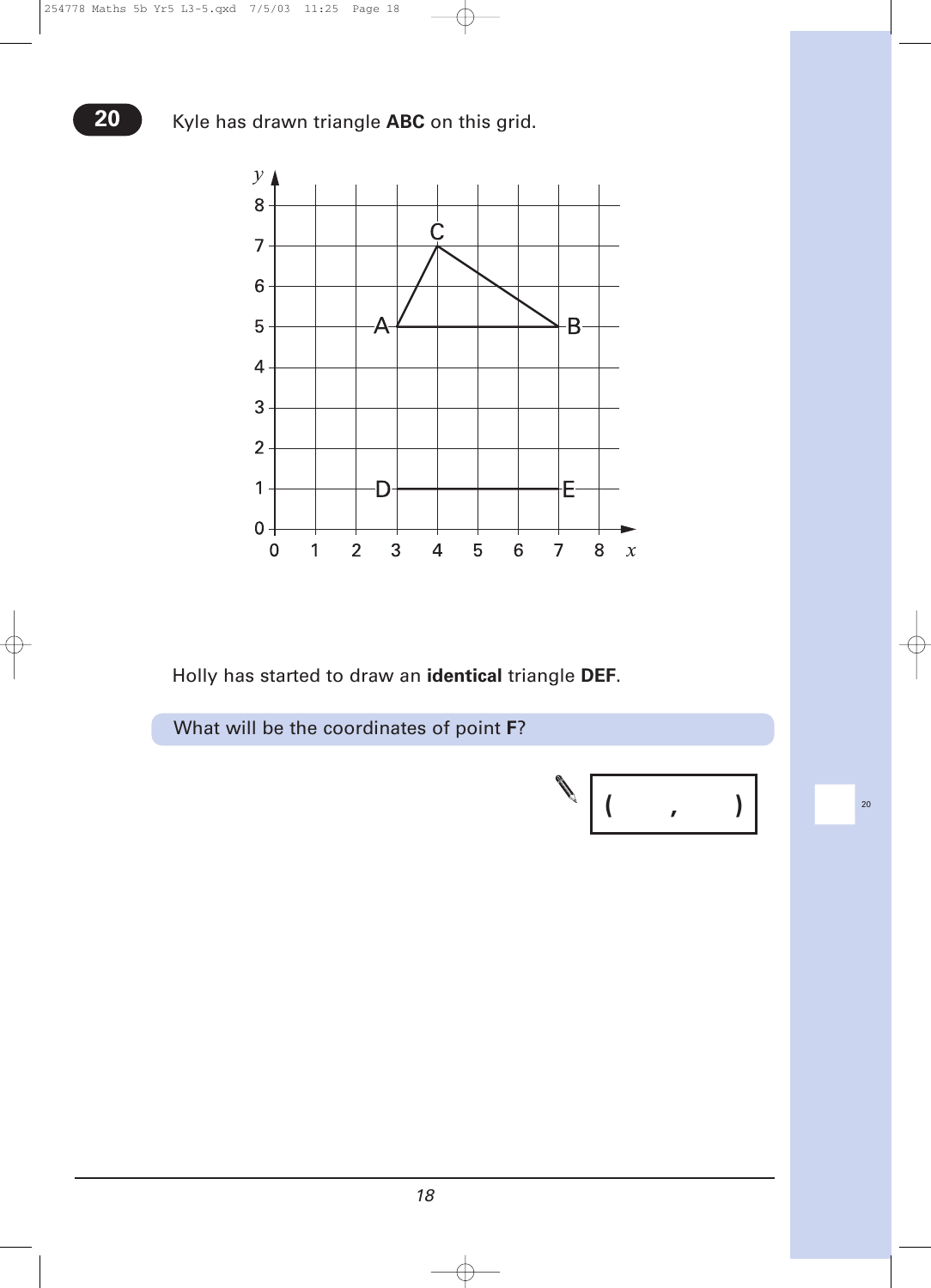**20** Kyle has drawn triangle **ABC** on this grid.

Holly has started to draw an **identical** triangle **DEF**.

What will be the coordinates of point **F**?

( , )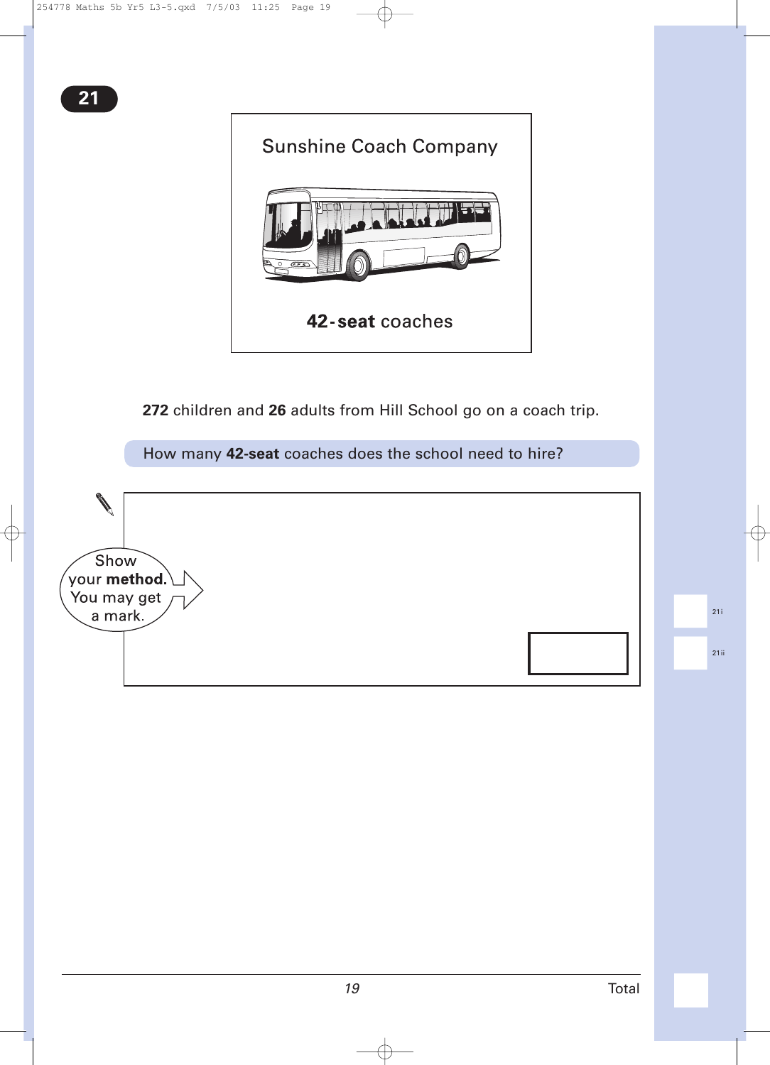**21**

Sunshine Coach Company

**42-seat** coaches

**272** children and **26** adults from Hill School go on a coach trip.

How many **42-seat** coaches does the school need to hire?

Show your **method**. You may get a mark.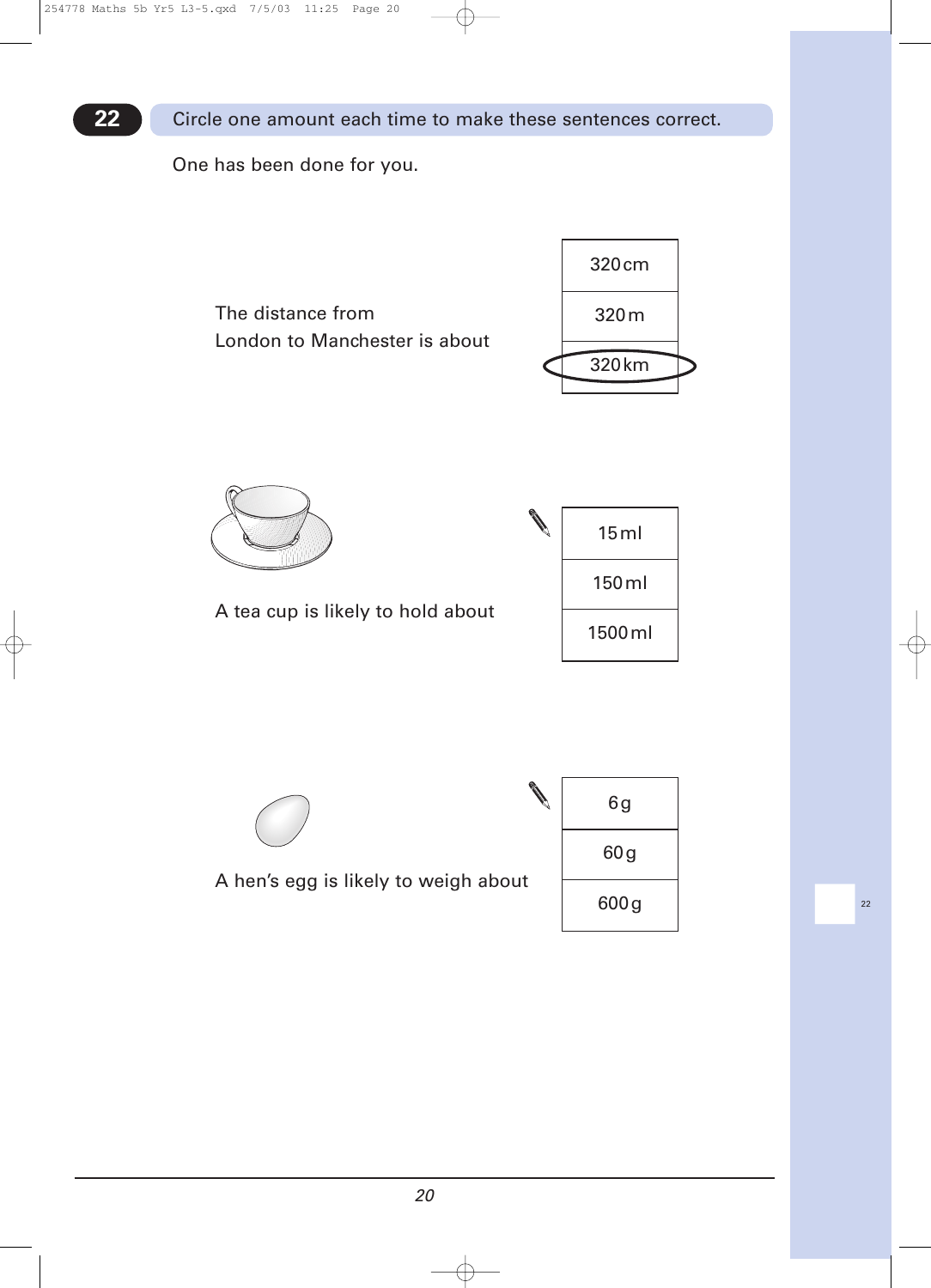## 22 Circle one amount each time to make these sentences correct.

One has been done for you.

The distance from London to Manchester is about

| |
|---|
| 320 cm |
| 320 m |
| (320 km) |

A tea cup is likely to hold about

| |
|---|
| 15 ml |
| 150 ml |
| 1500 ml |

A hen's egg is likely to weigh about

| |
|---|
| 6 g |
| 60 g |
| 600 g |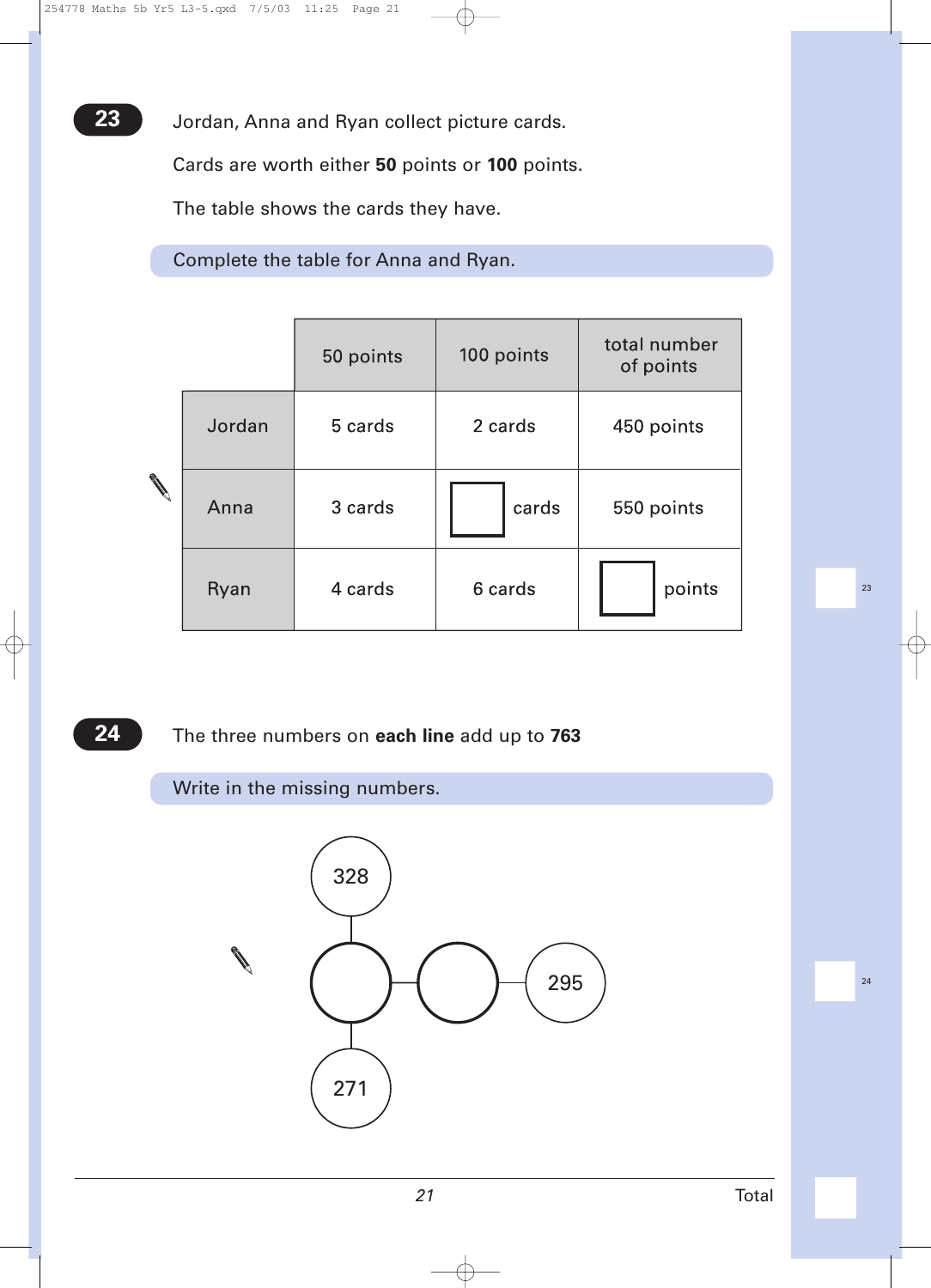**23** Jordan, Anna and Ryan collect picture cards.

Cards are worth either **50** points or **100** points.

The table shows the cards they have.

Complete the table for Anna and Ryan.

| | 50 points | 100 points | total number of points |
|---|---|---|---|
| Jordan | 5 cards | 2 cards | 450 points |
| Anna | 3 cards | ☐ cards | 550 points |
| Ryan | 4 cards | 6 cards | ☐ points |

**24** The three numbers on **each line** add up to **763**

Write in the missing numbers.

- Vertical line: 328, ☐, 271
- Horizontal line: ☐ (shared), ☐, 295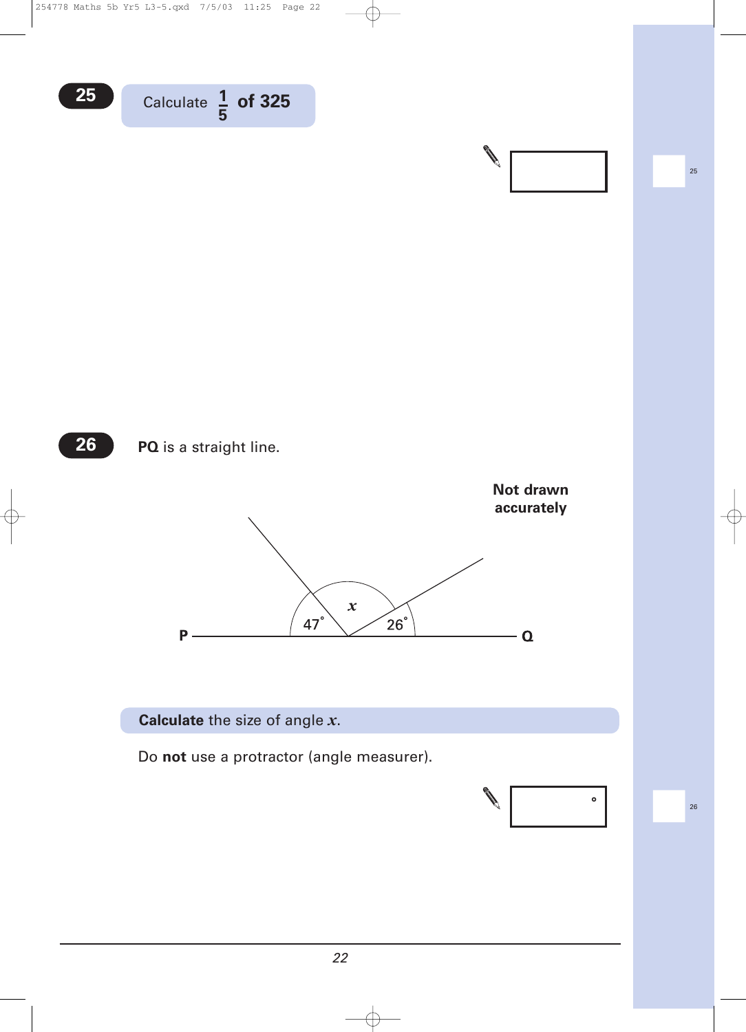**25**

Calculate $\frac{1}{5}$ **of 325**

**26**

**PQ** is a straight line.

**Not drawn accurately**

P — 47° — $x$ — 26° — Q

**Calculate** the size of angle $x$.

Do **not** use a protractor (angle measurer).

°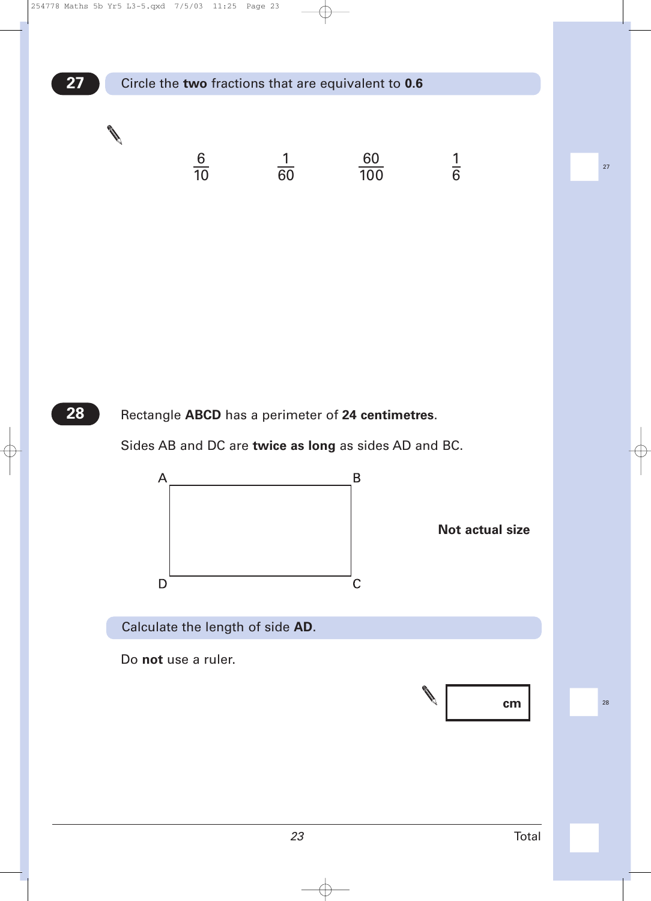## 27

Circle the **two** fractions that are equivalent to **0.6**

$\frac{6}{10}$ $\frac{1}{60}$ $\frac{60}{100}$ $\frac{1}{6}$

## 28

Rectangle **ABCD** has a perimeter of **24 centimetres**.

Sides AB and DC are **twice as long** as sides AD and BC.

A B

D C

**Not actual size**

Calculate the length of side **AD**.

Do **not** use a ruler.

**cm**

Total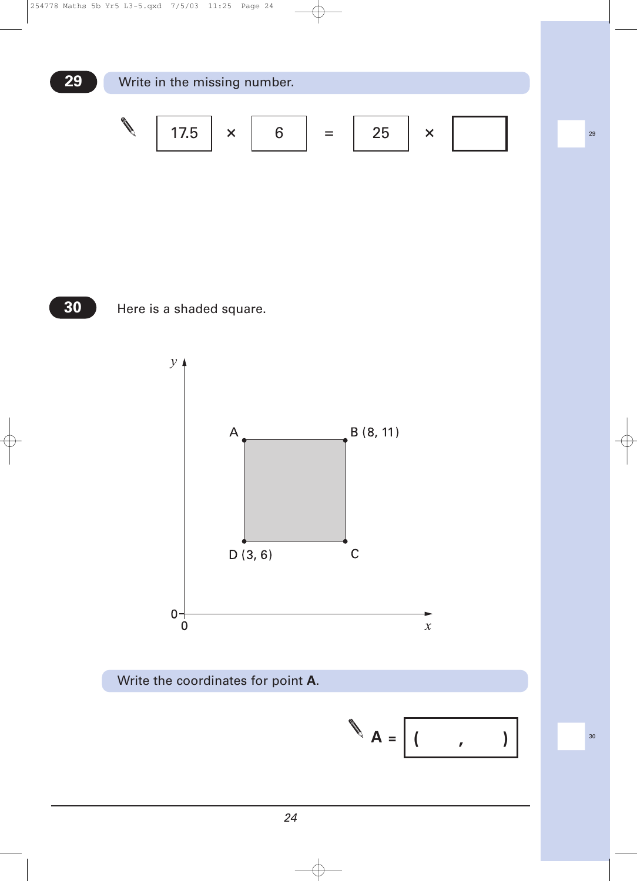**29** Write in the missing number.

$17.5 \times 6 = 25 \times$ ☐

**30** Here is a shaded square.

A, B (8, 11), D (3, 6), C

Write the coordinates for point **A**.

**A** = ( , )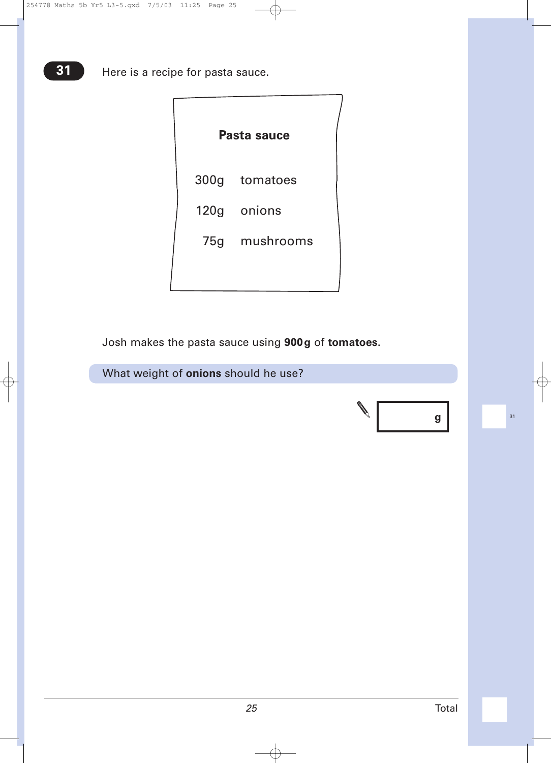**31** Here is a recipe for pasta sauce.

**Pasta sauce**

| | |
|---|---|
| 300g | tomatoes |
| 120g | onions |
| 75g | mushrooms |

Josh makes the pasta sauce using **900g** of **tomatoes**.

What weight of **onions** should he use?

g

31

Total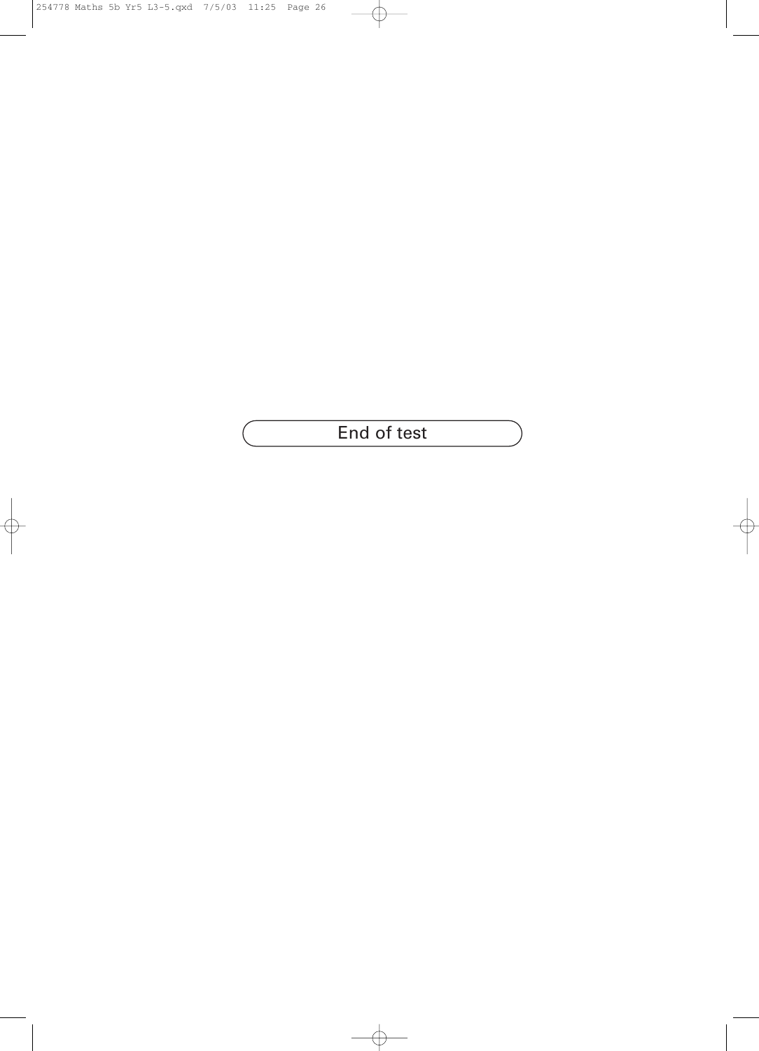End of test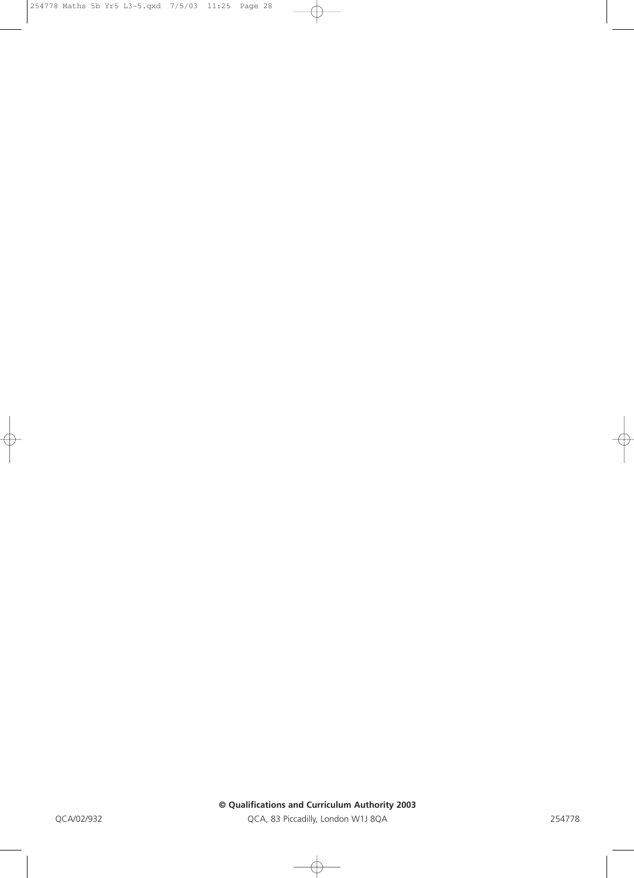**© Qualifications and Curriculum Authority 2003**

QCA/02/932 QCA, 83 Piccadilly, London W1J 8QA 254778